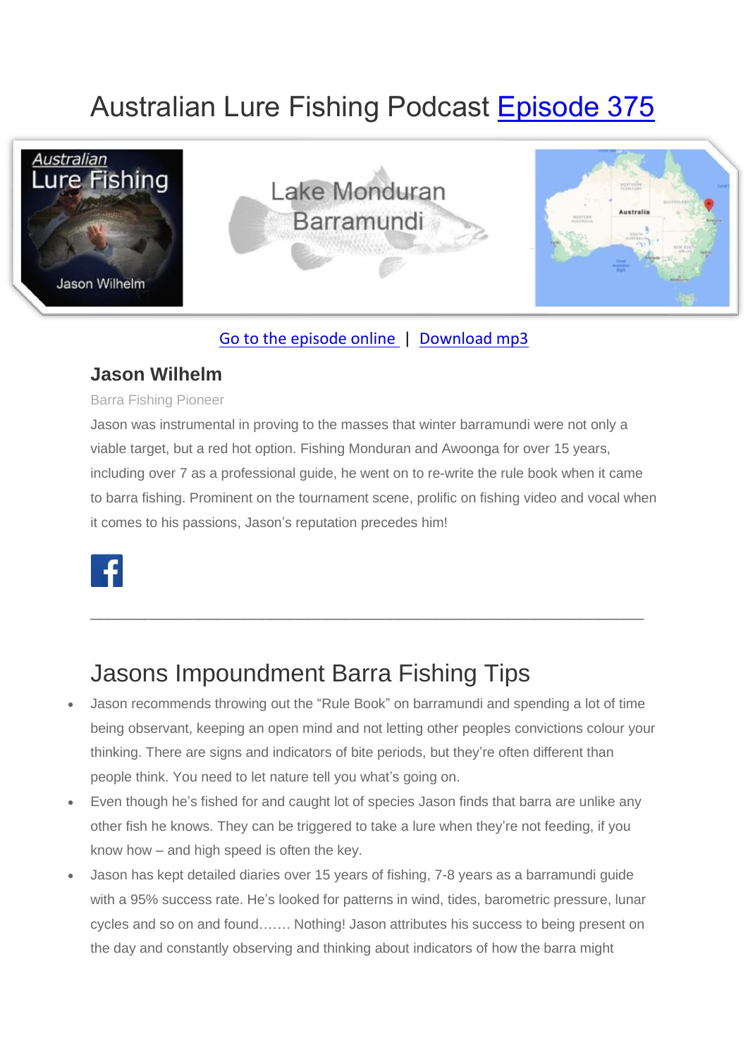# Australian Lure Fishing Podcast [Episode 375]

[Go to the episode online] | [Download mp3]

### Jason Wilhelm

Barra Fishing Pioneer

Jason was instrumental in proving to the masses that winter barramundi were not only a viable target, but a red hot option. Fishing Monduran and Awoonga for over 15 years, including over 7 as a professional guide, he went on to re-write the rule book when it came to barra fishing. Prominent on the tournament scene, prolific on fishing video and vocal when it comes to his passions, Jason's reputation precedes him!

---

## Jasons Impoundment Barra Fishing Tips

- Jason recommends throwing out the "Rule Book" on barramundi and spending a lot of time being observant, keeping an open mind and not letting other peoples convictions colour your thinking. There are signs and indicators of bite periods, but they're often different than people think. You need to let nature tell you what's going on.
- Even though he's fished for and caught lot of species Jason finds that barra are unlike any other fish he knows. They can be triggered to take a lure when they're not feeding, if you know how – and high speed is often the key.
- Jason has kept detailed diaries over 15 years of fishing, 7-8 years as a barramundi guide with a 95% success rate. He's looked for patterns in wind, tides, barometric pressure, lunar cycles and so on and found……. Nothing! Jason attributes his success to being present on the day and constantly observing and thinking about indicators of how the barra might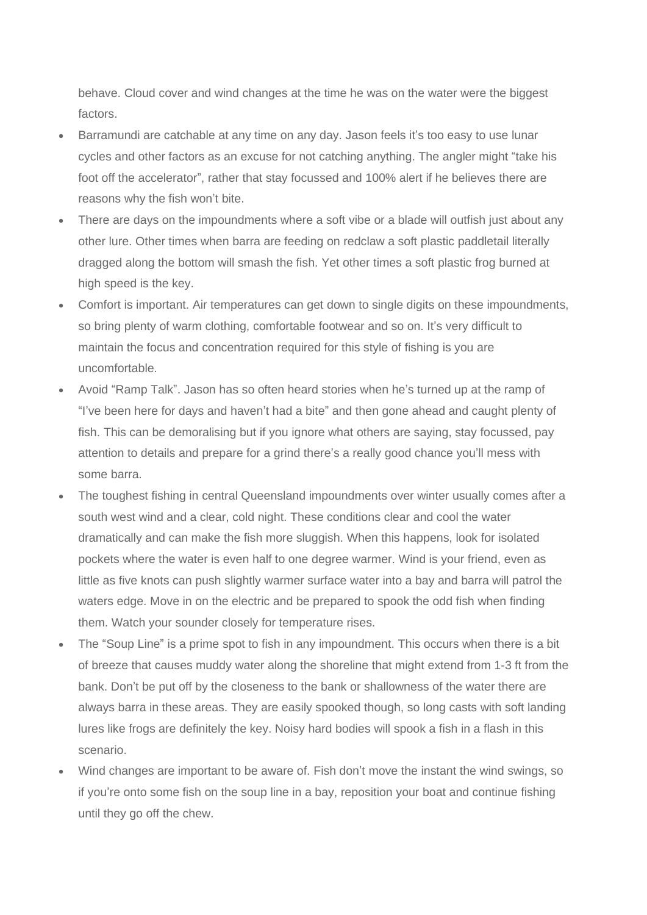behave. Cloud cover and wind changes at the time he was on the water were the biggest factors.

- Barramundi are catchable at any time on any day. Jason feels it's too easy to use lunar cycles and other factors as an excuse for not catching anything. The angler might "take his foot off the accelerator", rather that stay focussed and 100% alert if he believes there are reasons why the fish won't bite.
- There are days on the impoundments where a soft vibe or a blade will outfish just about any other lure. Other times when barra are feeding on redclaw a soft plastic paddletail literally dragged along the bottom will smash the fish. Yet other times a soft plastic frog burned at high speed is the key.
- Comfort is important. Air temperatures can get down to single digits on these impoundments, so bring plenty of warm clothing, comfortable footwear and so on. It's very difficult to maintain the focus and concentration required for this style of fishing is you are uncomfortable.
- Avoid "Ramp Talk". Jason has so often heard stories when he's turned up at the ramp of "I've been here for days and haven't had a bite" and then gone ahead and caught plenty of fish. This can be demoralising but if you ignore what others are saying, stay focussed, pay attention to details and prepare for a grind there's a really good chance you'll mess with some barra.
- The toughest fishing in central Queensland impoundments over winter usually comes after a south west wind and a clear, cold night. These conditions clear and cool the water dramatically and can make the fish more sluggish. When this happens, look for isolated pockets where the water is even half to one degree warmer. Wind is your friend, even as little as five knots can push slightly warmer surface water into a bay and barra will patrol the waters edge. Move in on the electric and be prepared to spook the odd fish when finding them. Watch your sounder closely for temperature rises.
- The "Soup Line" is a prime spot to fish in any impoundment. This occurs when there is a bit of breeze that causes muddy water along the shoreline that might extend from 1-3 ft from the bank. Don't be put off by the closeness to the bank or shallowness of the water there are always barra in these areas. They are easily spooked though, so long casts with soft landing lures like frogs are definitely the key. Noisy hard bodies will spook a fish in a flash in this scenario.
- Wind changes are important to be aware of. Fish don't move the instant the wind swings, so if you're onto some fish on the soup line in a bay, reposition your boat and continue fishing until they go off the chew.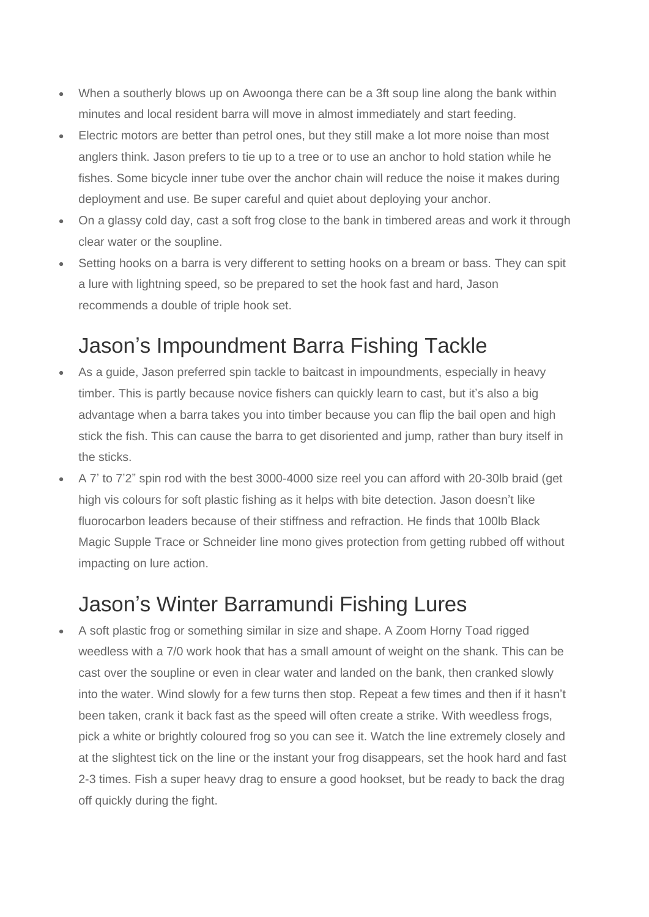- When a southerly blows up on Awoonga there can be a 3ft soup line along the bank within minutes and local resident barra will move in almost immediately and start feeding.
- Electric motors are better than petrol ones, but they still make a lot more noise than most anglers think. Jason prefers to tie up to a tree or to use an anchor to hold station while he fishes. Some bicycle inner tube over the anchor chain will reduce the noise it makes during deployment and use. Be super careful and quiet about deploying your anchor.
- On a glassy cold day, cast a soft frog close to the bank in timbered areas and work it through clear water or the soupline.
- Setting hooks on a barra is very different to setting hooks on a bream or bass. They can spit a lure with lightning speed, so be prepared to set the hook fast and hard, Jason recommends a double of triple hook set.

## Jason’s Impoundment Barra Fishing Tackle

- As a guide, Jason preferred spin tackle to baitcast in impoundments, especially in heavy timber. This is partly because novice fishers can quickly learn to cast, but it’s also a big advantage when a barra takes you into timber because you can flip the bail open and high stick the fish. This can cause the barra to get disoriented and jump, rather than bury itself in the sticks.
- A 7’ to 7’2” spin rod with the best 3000-4000 size reel you can afford with 20-30lb braid (get high vis colours for soft plastic fishing as it helps with bite detection. Jason doesn’t like fluorocarbon leaders because of their stiffness and refraction. He finds that 100lb Black Magic Supple Trace or Schneider line mono gives protection from getting rubbed off without impacting on lure action.

## Jason’s Winter Barramundi Fishing Lures

- A soft plastic frog or something similar in size and shape. A Zoom Horny Toad rigged weedless with a 7/0 work hook that has a small amount of weight on the shank. This can be cast over the soupline or even in clear water and landed on the bank, then cranked slowly into the water. Wind slowly for a few turns then stop. Repeat a few times and then if it hasn’t been taken, crank it back fast as the speed will often create a strike. With weedless frogs, pick a white or brightly coloured frog so you can see it. Watch the line extremely closely and at the slightest tick on the line or the instant your frog disappears, set the hook hard and fast 2-3 times. Fish a super heavy drag to ensure a good hookset, but be ready to back the drag off quickly during the fight.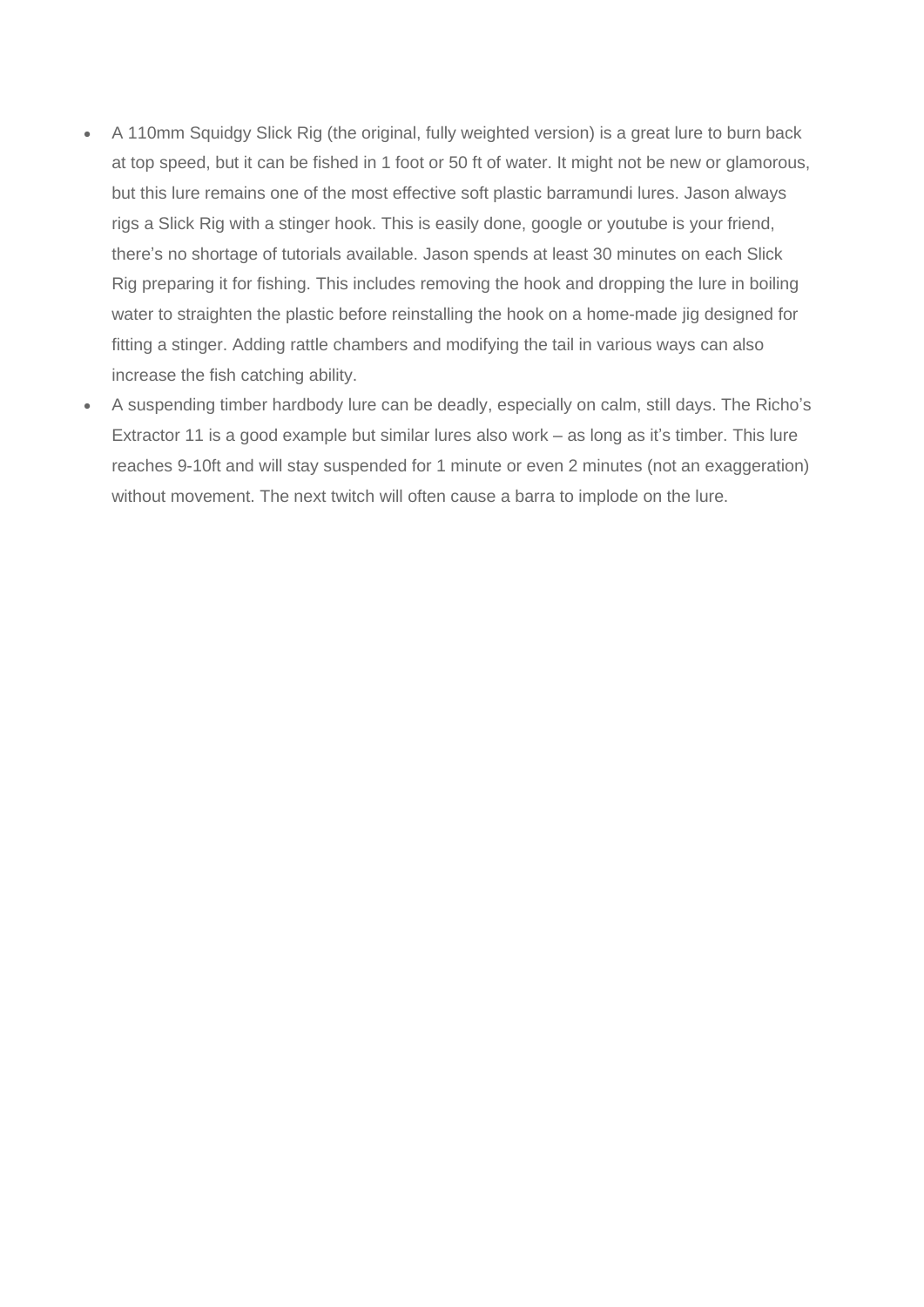- A 110mm Squidgy Slick Rig (the original, fully weighted version) is a great lure to burn back at top speed, but it can be fished in 1 foot or 50 ft of water. It might not be new or glamorous, but this lure remains one of the most effective soft plastic barramundi lures. Jason always rigs a Slick Rig with a stinger hook. This is easily done, google or youtube is your friend, there's no shortage of tutorials available. Jason spends at least 30 minutes on each Slick Rig preparing it for fishing. This includes removing the hook and dropping the lure in boiling water to straighten the plastic before reinstalling the hook on a home-made jig designed for fitting a stinger. Adding rattle chambers and modifying the tail in various ways can also increase the fish catching ability.
- A suspending timber hardbody lure can be deadly, especially on calm, still days. The Richo's Extractor 11 is a good example but similar lures also work – as long as it's timber. This lure reaches 9-10ft and will stay suspended for 1 minute or even 2 minutes (not an exaggeration) without movement. The next twitch will often cause a barra to implode on the lure.